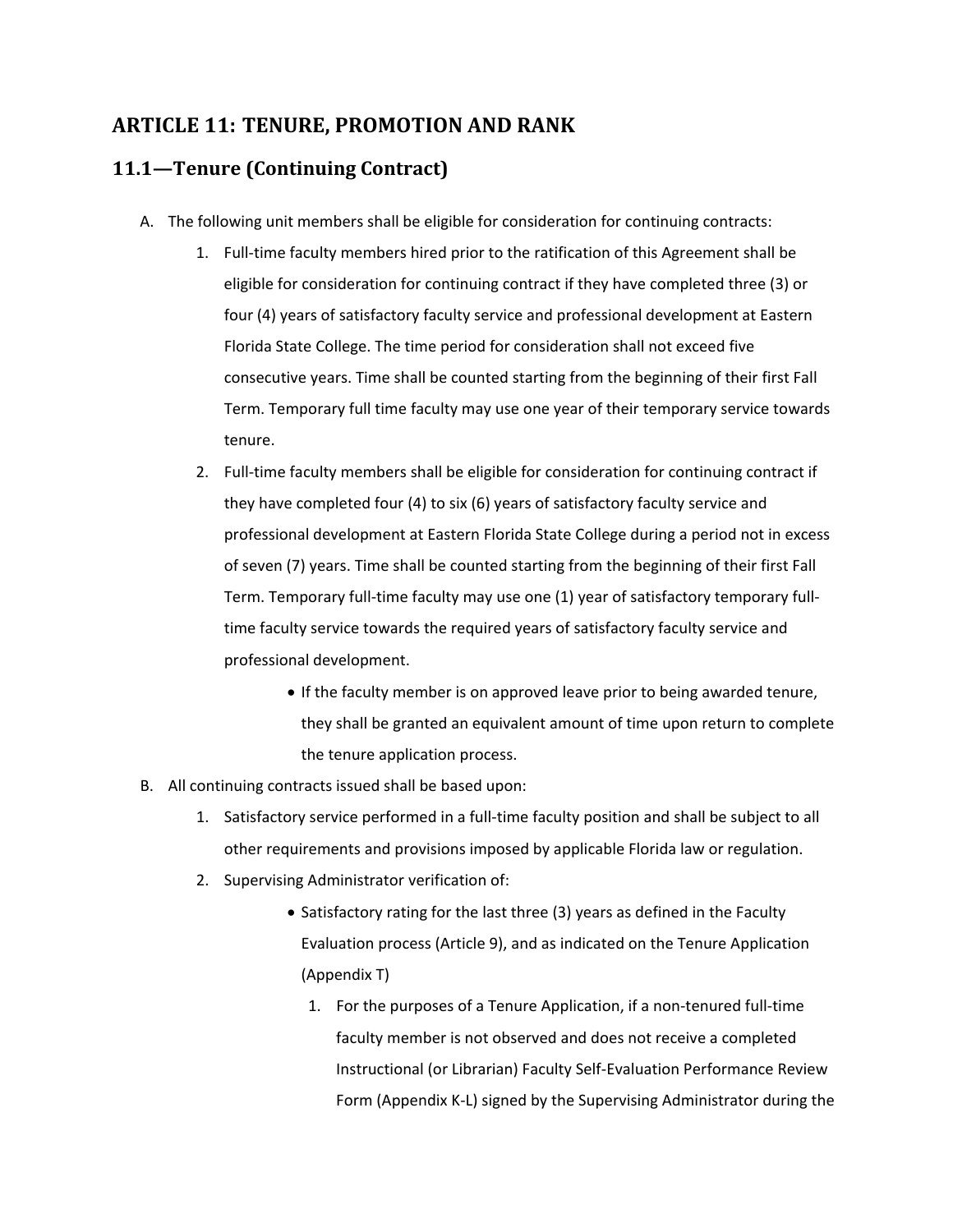# ARTICLE 11: TENURE, PROMOTION AND RANK

## 11.1—Tenure (Continuing Contract)

A. The following unit members shall be eligible for consideration for continuing contracts:

   1. Full-time faculty members hired prior to the ratification of this Agreement shall be eligible for consideration for continuing contract if they have completed three (3) or four (4) years of satisfactory faculty service and professional development at Eastern Florida State College. The time period for consideration shall not exceed five consecutive years. Time shall be counted starting from the beginning of their first Fall Term. Temporary full time faculty may use one year of their temporary service towards tenure.

   2. Full-time faculty members shall be eligible for consideration for continuing contract if they have completed four (4) to six (6) years of satisfactory faculty service and professional development at Eastern Florida State College during a period not in excess of seven (7) years. Time shall be counted starting from the beginning of their first Fall Term. Temporary full-time faculty may use one (1) year of satisfactory temporary full-time faculty service towards the required years of satisfactory faculty service and professional development.

      - If the faculty member is on approved leave prior to being awarded tenure, they shall be granted an equivalent amount of time upon return to complete the tenure application process.

B. All continuing contracts issued shall be based upon:

   1. Satisfactory service performed in a full-time faculty position and shall be subject to all other requirements and provisions imposed by applicable Florida law or regulation.

   2. Supervising Administrator verification of:

      - Satisfactory rating for the last three (3) years as defined in the Faculty Evaluation process (Article 9), and as indicated on the Tenure Application (Appendix T)

        1. For the purposes of a Tenure Application, if a non-tenured full-time faculty member is not observed and does not receive a completed Instructional (or Librarian) Faculty Self-Evaluation Performance Review Form (Appendix K-L) signed by the Supervising Administrator during the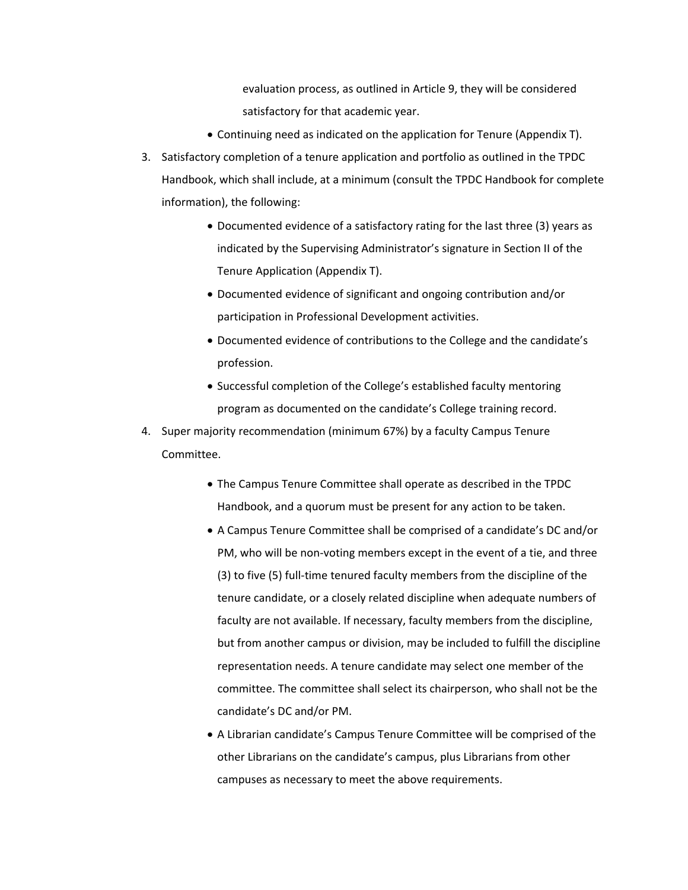evaluation process, as outlined in Article 9, they will be considered satisfactory for that academic year.

- Continuing need as indicated on the application for Tenure (Appendix T).

3. Satisfactory completion of a tenure application and portfolio as outlined in the TPDC Handbook, which shall include, at a minimum (consult the TPDC Handbook for complete information), the following:
   - Documented evidence of a satisfactory rating for the last three (3) years as indicated by the Supervising Administrator's signature in Section II of the Tenure Application (Appendix T).
   - Documented evidence of significant and ongoing contribution and/or participation in Professional Development activities.
   - Documented evidence of contributions to the College and the candidate's profession.
   - Successful completion of the College's established faculty mentoring program as documented on the candidate's College training record.
4. Super majority recommendation (minimum 67%) by a faculty Campus Tenure Committee.
   - The Campus Tenure Committee shall operate as described in the TPDC Handbook, and a quorum must be present for any action to be taken.
   - A Campus Tenure Committee shall be comprised of a candidate's DC and/or PM, who will be non-voting members except in the event of a tie, and three (3) to five (5) full-time tenured faculty members from the discipline of the tenure candidate, or a closely related discipline when adequate numbers of faculty are not available. If necessary, faculty members from the discipline, but from another campus or division, may be included to fulfill the discipline representation needs. A tenure candidate may select one member of the committee. The committee shall select its chairperson, who shall not be the candidate's DC and/or PM.
   - A Librarian candidate's Campus Tenure Committee will be comprised of the other Librarians on the candidate's campus, plus Librarians from other campuses as necessary to meet the above requirements.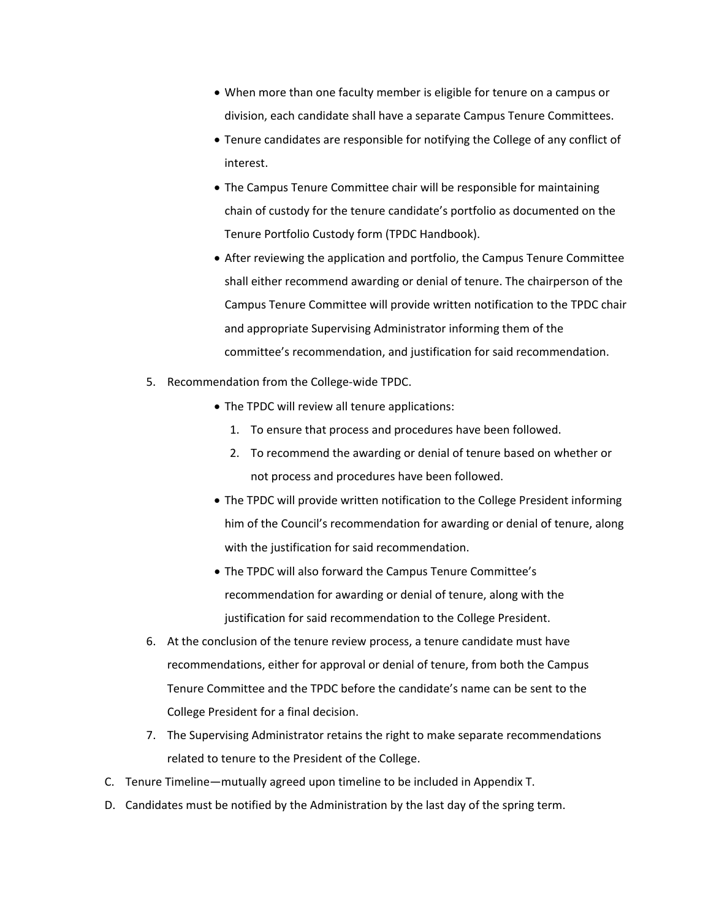- When more than one faculty member is eligible for tenure on a campus or division, each candidate shall have a separate Campus Tenure Committees.
- Tenure candidates are responsible for notifying the College of any conflict of interest.
- The Campus Tenure Committee chair will be responsible for maintaining chain of custody for the tenure candidate's portfolio as documented on the Tenure Portfolio Custody form (TPDC Handbook).
- After reviewing the application and portfolio, the Campus Tenure Committee shall either recommend awarding or denial of tenure. The chairperson of the Campus Tenure Committee will provide written notification to the TPDC chair and appropriate Supervising Administrator informing them of the committee's recommendation, and justification for said recommendation.

5. Recommendation from the College-wide TPDC.
   - The TPDC will review all tenure applications:
     1. To ensure that process and procedures have been followed.
     2. To recommend the awarding or denial of tenure based on whether or not process and procedures have been followed.
   - The TPDC will provide written notification to the College President informing him of the Council's recommendation for awarding or denial of tenure, along with the justification for said recommendation.
   - The TPDC will also forward the Campus Tenure Committee's recommendation for awarding or denial of tenure, along with the justification for said recommendation to the College President.
6. At the conclusion of the tenure review process, a tenure candidate must have recommendations, either for approval or denial of tenure, from both the Campus Tenure Committee and the TPDC before the candidate's name can be sent to the College President for a final decision.
7. The Supervising Administrator retains the right to make separate recommendations related to tenure to the President of the College.

C. Tenure Timeline—mutually agreed upon timeline to be included in Appendix T.

D. Candidates must be notified by the Administration by the last day of the spring term.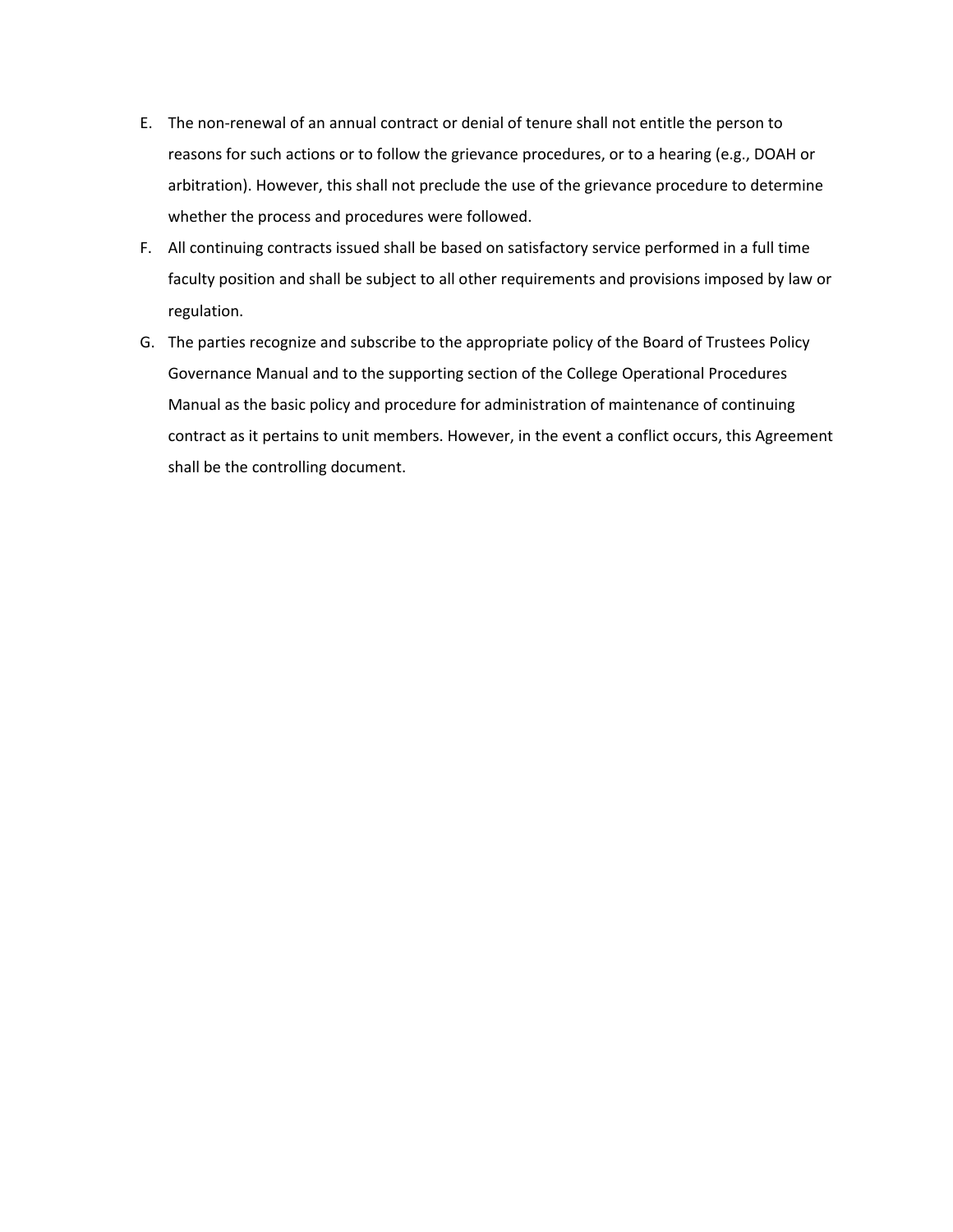E. The non-renewal of an annual contract or denial of tenure shall not entitle the person to reasons for such actions or to follow the grievance procedures, or to a hearing (e.g., DOAH or arbitration). However, this shall not preclude the use of the grievance procedure to determine whether the process and procedures were followed.

F. All continuing contracts issued shall be based on satisfactory service performed in a full time faculty position and shall be subject to all other requirements and provisions imposed by law or regulation.

G. The parties recognize and subscribe to the appropriate policy of the Board of Trustees Policy Governance Manual and to the supporting section of the College Operational Procedures Manual as the basic policy and procedure for administration of maintenance of continuing contract as it pertains to unit members. However, in the event a conflict occurs, this Agreement shall be the controlling document.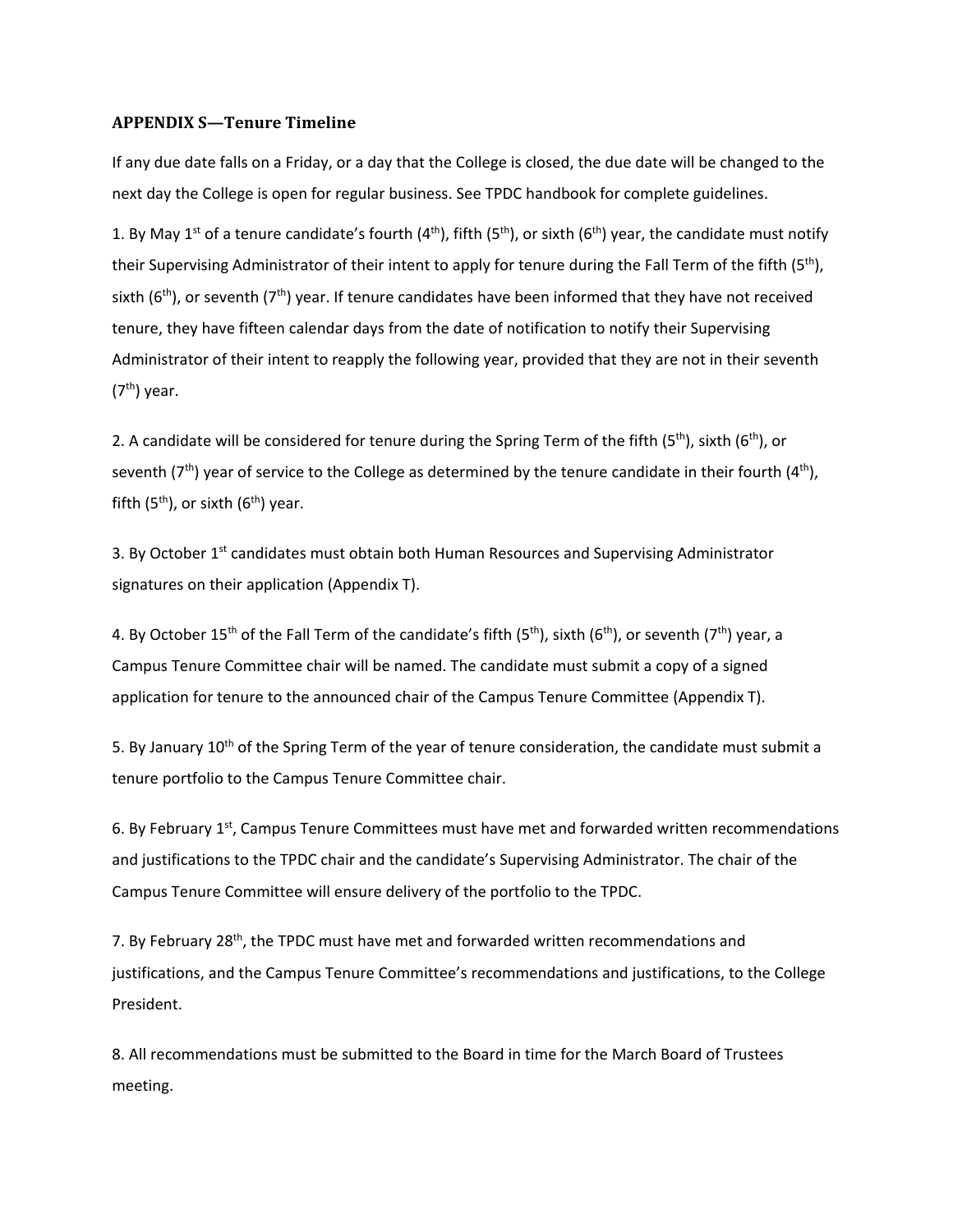### APPENDIX S—Tenure Timeline

If any due date falls on a Friday, or a day that the College is closed, the due date will be changed to the next day the College is open for regular business. See TPDC handbook for complete guidelines.

1. By May 1st of a tenure candidate's fourth (4th), fifth (5th), or sixth (6th) year, the candidate must notify their Supervising Administrator of their intent to apply for tenure during the Fall Term of the fifth (5th), sixth (6th), or seventh (7th) year. If tenure candidates have been informed that they have not received tenure, they have fifteen calendar days from the date of notification to notify their Supervising Administrator of their intent to reapply the following year, provided that they are not in their seventh (7th) year.

2. A candidate will be considered for tenure during the Spring Term of the fifth (5th), sixth (6th), or seventh (7th) year of service to the College as determined by the tenure candidate in their fourth (4th), fifth (5th), or sixth (6th) year.

3. By October 1st candidates must obtain both Human Resources and Supervising Administrator signatures on their application (Appendix T).

4. By October 15th of the Fall Term of the candidate's fifth (5th), sixth (6th), or seventh (7th) year, a Campus Tenure Committee chair will be named. The candidate must submit a copy of a signed application for tenure to the announced chair of the Campus Tenure Committee (Appendix T).

5. By January 10th of the Spring Term of the year of tenure consideration, the candidate must submit a tenure portfolio to the Campus Tenure Committee chair.

6. By February 1st, Campus Tenure Committees must have met and forwarded written recommendations and justifications to the TPDC chair and the candidate's Supervising Administrator. The chair of the Campus Tenure Committee will ensure delivery of the portfolio to the TPDC.

7. By February 28th, the TPDC must have met and forwarded written recommendations and justifications, and the Campus Tenure Committee's recommendations and justifications, to the College President.

8. All recommendations must be submitted to the Board in time for the March Board of Trustees meeting.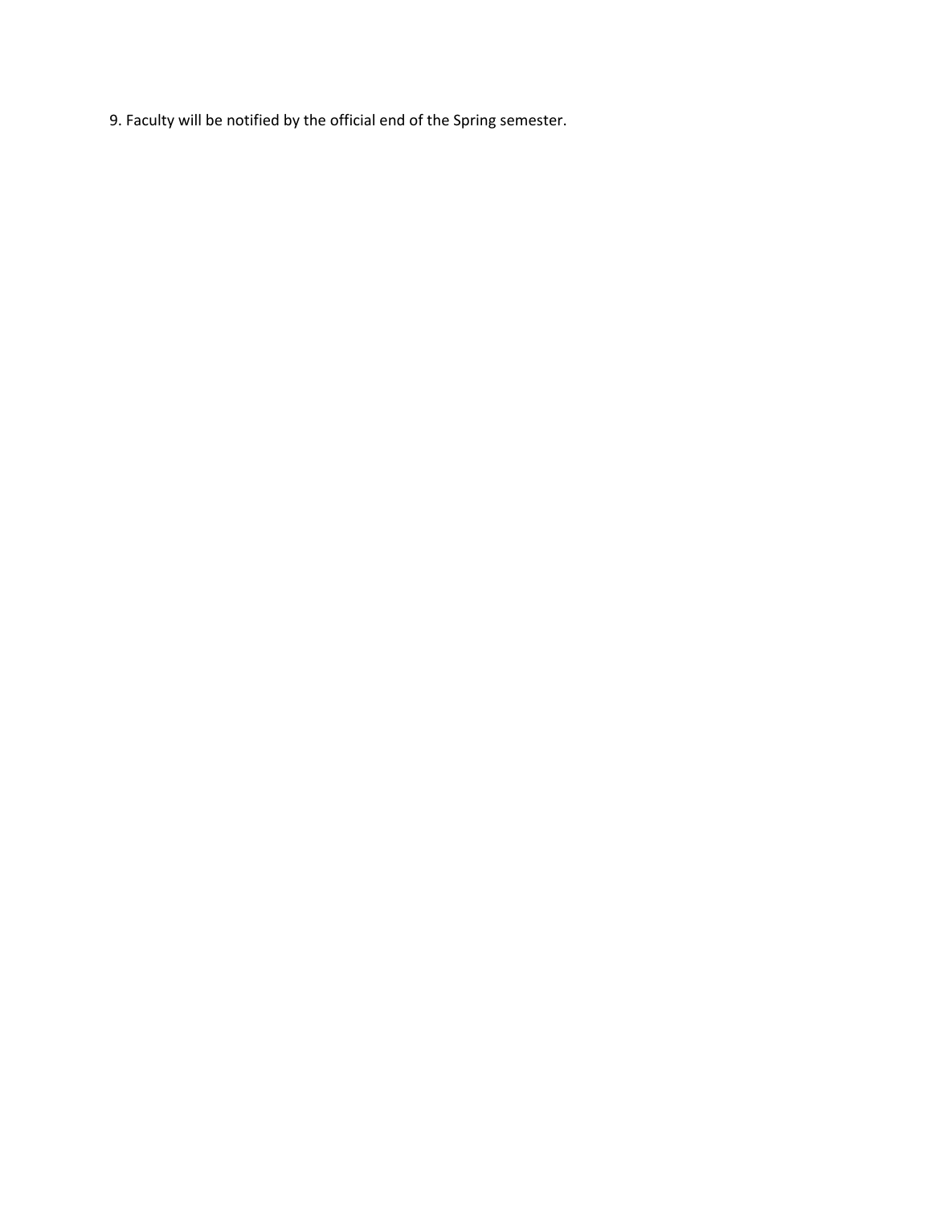9. Faculty will be notified by the official end of the Spring semester.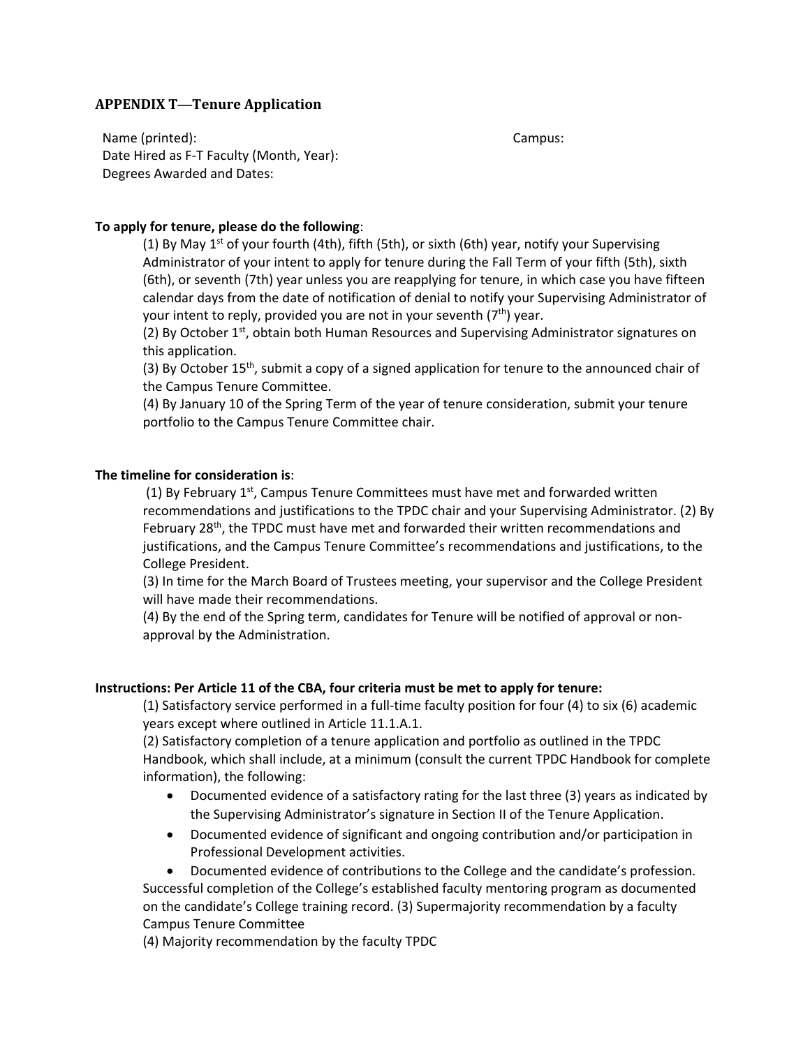## APPENDIX T—Tenure Application

Name (printed): Campus:
Date Hired as F-T Faculty (Month, Year):
Degrees Awarded and Dates:

**To apply for tenure, please do the following**:

(1) By May 1st of your fourth (4th), fifth (5th), or sixth (6th) year, notify your Supervising Administrator of your intent to apply for tenure during the Fall Term of your fifth (5th), sixth (6th), or seventh (7th) year unless you are reapplying for tenure, in which case you have fifteen calendar days from the date of notification of denial to notify your Supervising Administrator of your intent to reply, provided you are not in your seventh (7th) year.
(2) By October 1st, obtain both Human Resources and Supervising Administrator signatures on this application.
(3) By October 15th, submit a copy of a signed application for tenure to the announced chair of the Campus Tenure Committee.
(4) By January 10 of the Spring Term of the year of tenure consideration, submit your tenure portfolio to the Campus Tenure Committee chair.

**The timeline for consideration is**:

(1) By February 1st, Campus Tenure Committees must have met and forwarded written recommendations and justifications to the TPDC chair and your Supervising Administrator. (2) By February 28th, the TPDC must have met and forwarded their written recommendations and justifications, and the Campus Tenure Committee's recommendations and justifications, to the College President.
(3) In time for the March Board of Trustees meeting, your supervisor and the College President will have made their recommendations.
(4) By the end of the Spring term, candidates for Tenure will be notified of approval or non-approval by the Administration.

**Instructions: Per Article 11 of the CBA, four criteria must be met to apply for tenure:**

(1) Satisfactory service performed in a full-time faculty position for four (4) to six (6) academic years except where outlined in Article 11.1.A.1.
(2) Satisfactory completion of a tenure application and portfolio as outlined in the TPDC Handbook, which shall include, at a minimum (consult the current TPDC Handbook for complete information), the following:

- Documented evidence of a satisfactory rating for the last three (3) years as indicated by the Supervising Administrator's signature in Section II of the Tenure Application.
- Documented evidence of significant and ongoing contribution and/or participation in Professional Development activities.
- Documented evidence of contributions to the College and the candidate's profession.

Successful completion of the College's established faculty mentoring program as documented on the candidate's College training record. (3) Supermajority recommendation by a faculty Campus Tenure Committee
(4) Majority recommendation by the faculty TPDC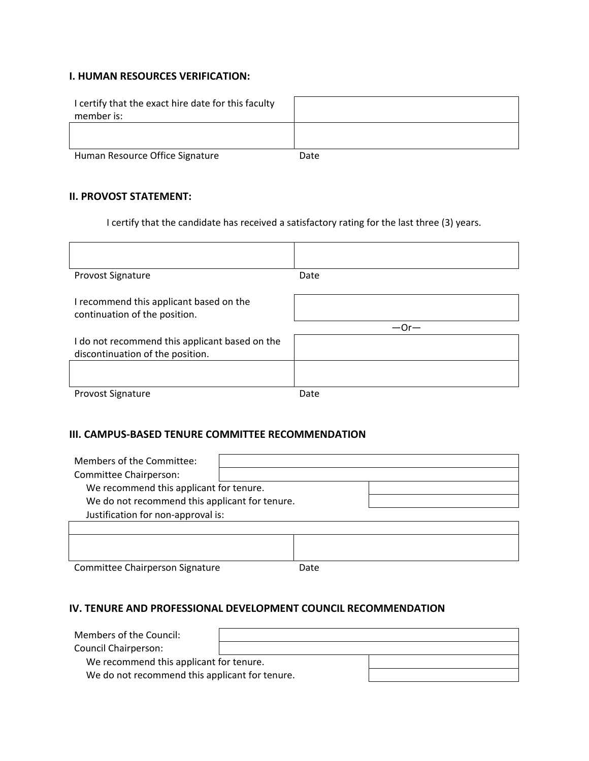### I. HUMAN RESOURCES VERIFICATION:

| I certify that the exact hire date for this faculty member is: | |
|---|---|
| | |
| Human Resource Office Signature | Date |

### II. PROVOST STATEMENT:

I certify that the candidate has received a satisfactory rating for the last three (3) years.

| | |
|---|---|
| Provost Signature | Date |

| I recommend this applicant based on the continuation of the position. | |
|---|---|
| | —Or— |
| I do not recommend this applicant based on the discontinuation of the position. | |
| | |
| Provost Signature | Date |

### III. CAMPUS-BASED TENURE COMMITTEE RECOMMENDATION

| Members of the Committee: | |
|---|---|
| Committee Chairperson: | |
| We recommend this applicant for tenure. | |
| We do not recommend this applicant for tenure. | |
| Justification for non-approval is: | |
| | |

| | |
|---|---|
| Committee Chairperson Signature | Date |

### IV. TENURE AND PROFESSIONAL DEVELOPMENT COUNCIL RECOMMENDATION

| Members of the Council: | |
|---|---|
| Council Chairperson: | |
| We recommend this applicant for tenure. | |
| We do not recommend this applicant for tenure. | |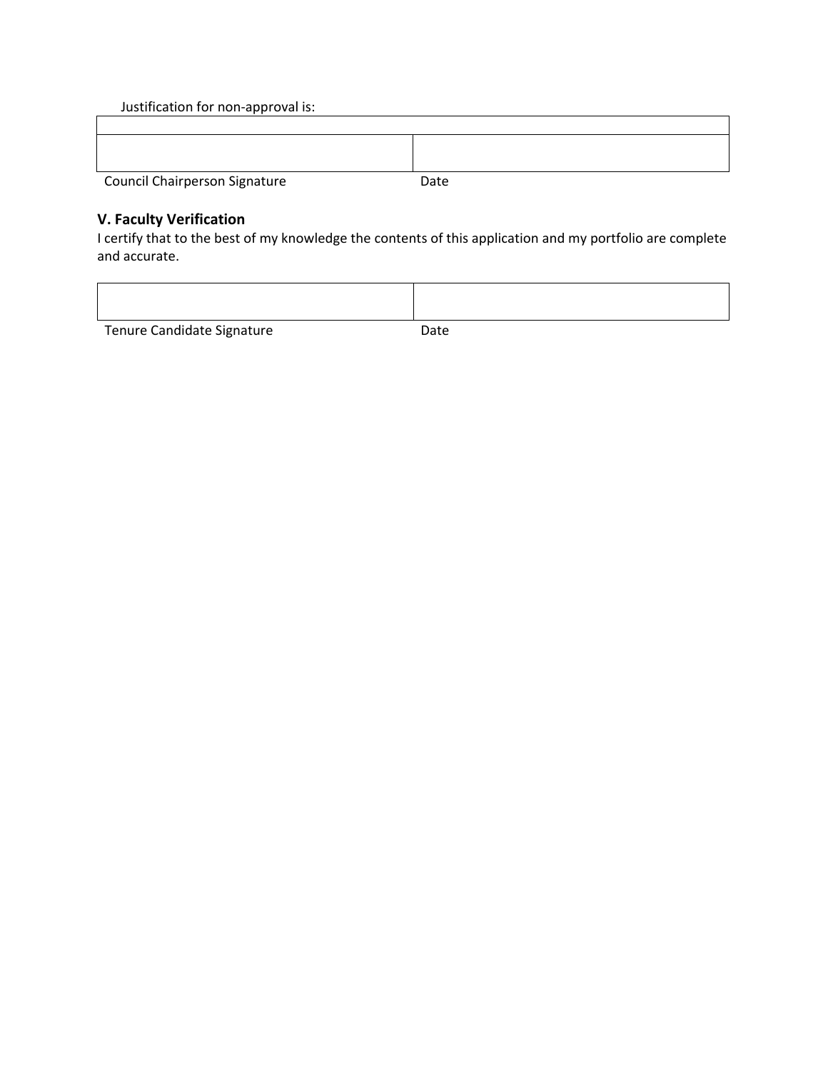Justification for non-approval is:

| | |
|---|---|
| | |
| Council Chairperson Signature | Date |

### V. Faculty Verification

I certify that to the best of my knowledge the contents of this application and my portfolio are complete and accurate.

| | |
|---|---|
| | |
| Tenure Candidate Signature | Date |